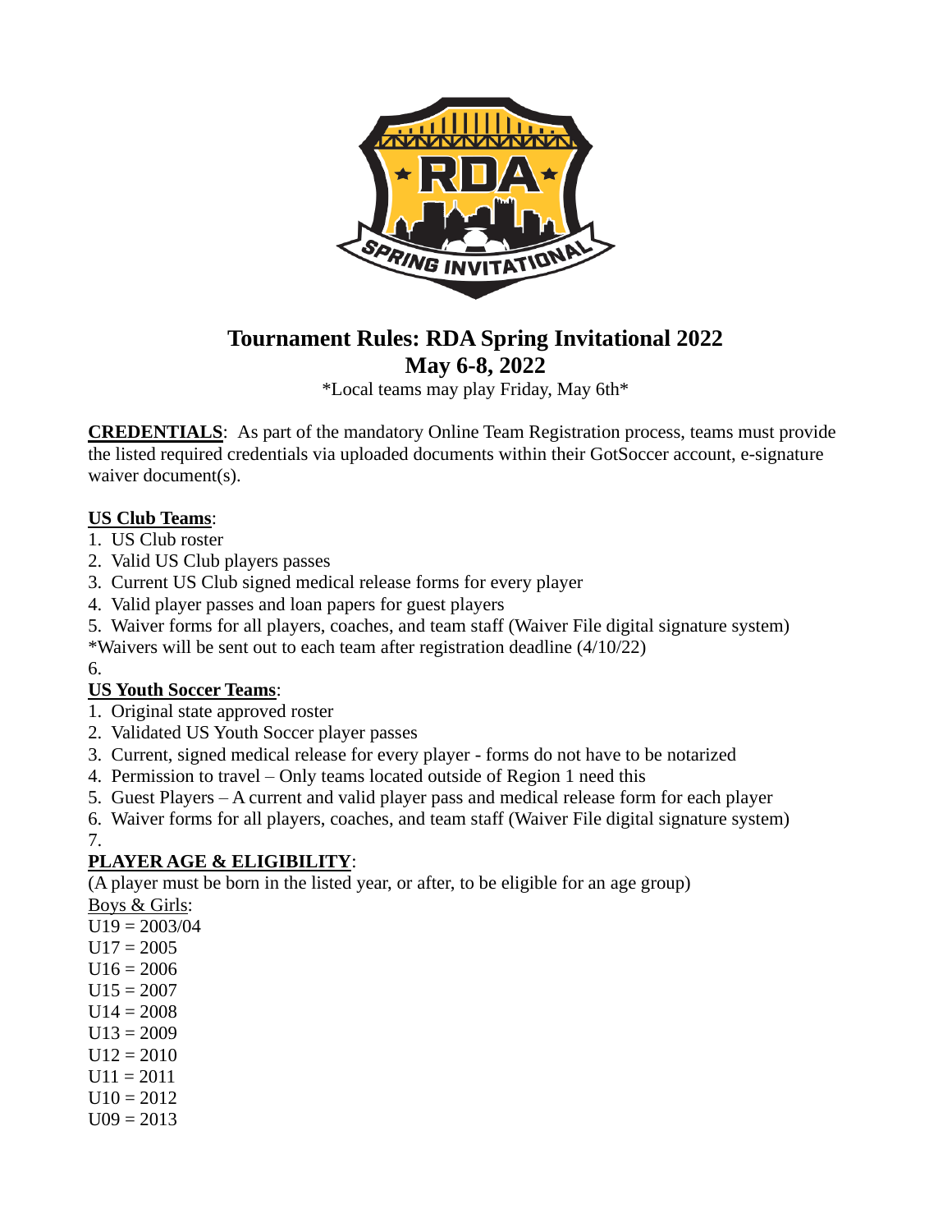# Tournament Rules: RDA Spring Invitational 2022
## May 6-8, 2022

*Local teams may play Friday, May 6th*

**CREDENTIALS**: As part of the mandatory Online Team Registration process, teams must provide the listed required credentials via uploaded documents within their GotSoccer account, e-signature waiver document(s).

**US Club Teams**:

1. US Club roster
2. Valid US Club players passes
3. Current US Club signed medical release forms for every player
4. Valid player passes and loan papers for guest players
5. Waiver forms for all players, coaches, and team staff (Waiver File digital signature system)

*Waivers will be sent out to each team after registration deadline (4/10/22)

6.

**US Youth Soccer Teams**:

1. Original state approved roster
2. Validated US Youth Soccer player passes
3. Current, signed medical release for every player - forms do not have to be notarized
4. Permission to travel – Only teams located outside of Region 1 need this
5. Guest Players – A current and valid player pass and medical release form for each player
6. Waiver forms for all players, coaches, and team staff (Waiver File digital signature system)
7.

**PLAYER AGE & ELIGIBILITY**:

(A player must be born in the listed year, or after, to be eligible for an age group)

Boys & Girls:

U19 = 2003/04
U17 = 2005
U16 = 2006
U15 = 2007
U14 = 2008
U13 = 2009
U12 = 2010
U11 = 2011
U10 = 2012
U09 = 2013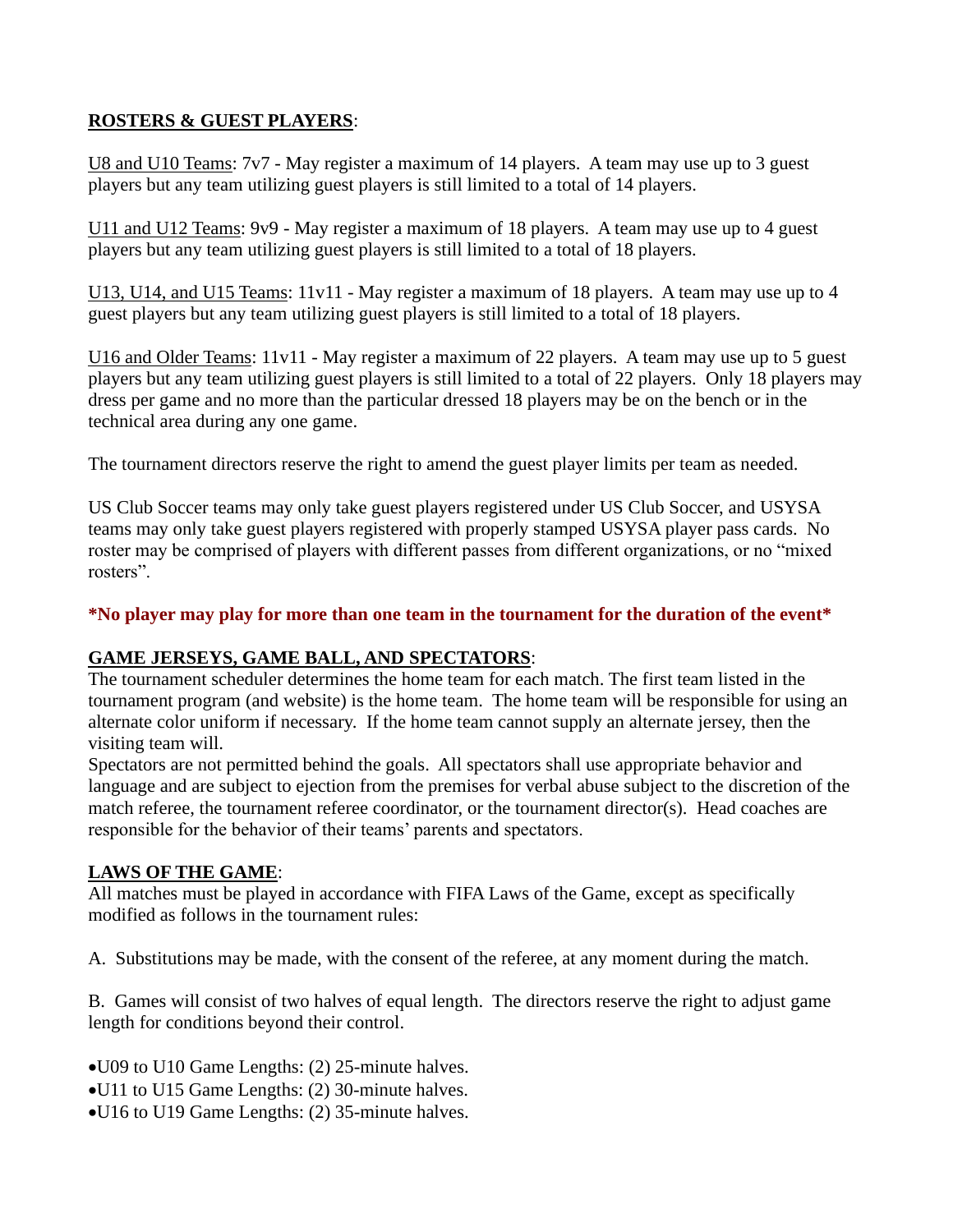## ROSTERS & GUEST PLAYERS:

U8 and U10 Teams: 7v7 - May register a maximum of 14 players. A team may use up to 3 guest players but any team utilizing guest players is still limited to a total of 14 players.

U11 and U12 Teams: 9v9 - May register a maximum of 18 players. A team may use up to 4 guest players but any team utilizing guest players is still limited to a total of 18 players.

U13, U14, and U15 Teams: 11v11 - May register a maximum of 18 players. A team may use up to 4 guest players but any team utilizing guest players is still limited to a total of 18 players.

U16 and Older Teams: 11v11 - May register a maximum of 22 players. A team may use up to 5 guest players but any team utilizing guest players is still limited to a total of 22 players. Only 18 players may dress per game and no more than the particular dressed 18 players may be on the bench or in the technical area during any one game.

The tournament directors reserve the right to amend the guest player limits per team as needed.

US Club Soccer teams may only take guest players registered under US Club Soccer, and USYSA teams may only take guest players registered with properly stamped USYSA player pass cards. No roster may be comprised of players with different passes from different organizations, or no "mixed rosters".

**\*No player may play for more than one team in the tournament for the duration of the event\***

## GAME JERSEYS, GAME BALL, AND SPECTATORS:

The tournament scheduler determines the home team for each match. The first team listed in the tournament program (and website) is the home team. The home team will be responsible for using an alternate color uniform if necessary. If the home team cannot supply an alternate jersey, then the visiting team will.

Spectators are not permitted behind the goals. All spectators shall use appropriate behavior and language and are subject to ejection from the premises for verbal abuse subject to the discretion of the match referee, the tournament referee coordinator, or the tournament director(s). Head coaches are responsible for the behavior of their teams' parents and spectators.

## LAWS OF THE GAME:

All matches must be played in accordance with FIFA Laws of the Game, except as specifically modified as follows in the tournament rules:

A. Substitutions may be made, with the consent of the referee, at any moment during the match.

B. Games will consist of two halves of equal length. The directors reserve the right to adjust game length for conditions beyond their control.

- U09 to U10 Game Lengths: (2) 25-minute halves.
- U11 to U15 Game Lengths: (2) 30-minute halves.
- U16 to U19 Game Lengths: (2) 35-minute halves.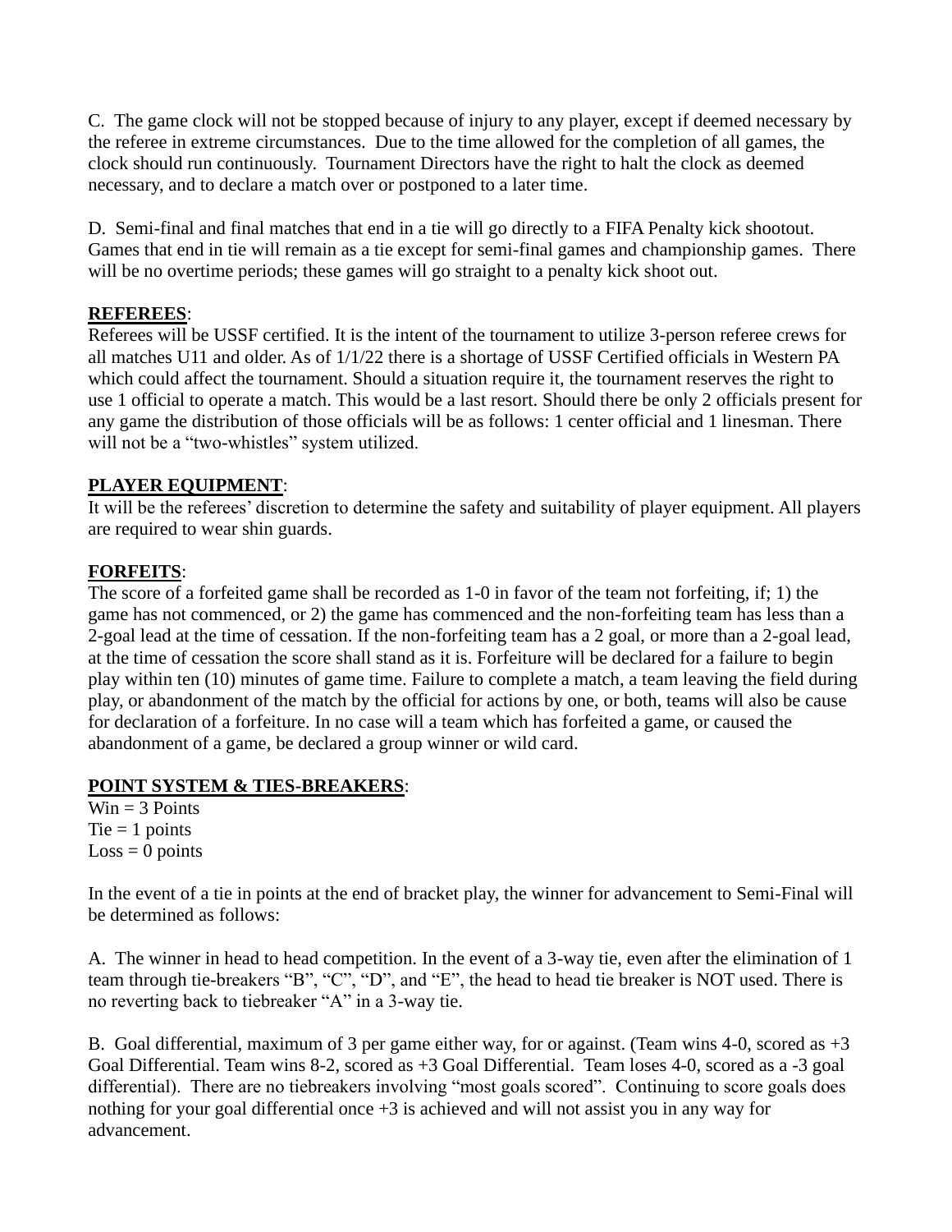C. The game clock will not be stopped because of injury to any player, except if deemed necessary by the referee in extreme circumstances. Due to the time allowed for the completion of all games, the clock should run continuously. Tournament Directors have the right to halt the clock as deemed necessary, and to declare a match over or postponed to a later time.

D. Semi-final and final matches that end in a tie will go directly to a FIFA Penalty kick shootout. Games that end in tie will remain as a tie except for semi-final games and championship games. There will be no overtime periods; these games will go straight to a penalty kick shoot out.

**REFEREES**:
Referees will be USSF certified. It is the intent of the tournament to utilize 3-person referee crews for all matches U11 and older. As of 1/1/22 there is a shortage of USSF Certified officials in Western PA which could affect the tournament. Should a situation require it, the tournament reserves the right to use 1 official to operate a match. This would be a last resort. Should there be only 2 officials present for any game the distribution of those officials will be as follows: 1 center official and 1 linesman. There will not be a "two-whistles" system utilized.

**PLAYER EQUIPMENT**:
It will be the referees' discretion to determine the safety and suitability of player equipment. All players are required to wear shin guards.

**FORFEITS**:
The score of a forfeited game shall be recorded as 1-0 in favor of the team not forfeiting, if; 1) the game has not commenced, or 2) the game has commenced and the non-forfeiting team has less than a 2-goal lead at the time of cessation. If the non-forfeiting team has a 2 goal, or more than a 2-goal lead, at the time of cessation the score shall stand as it is. Forfeiture will be declared for a failure to begin play within ten (10) minutes of game time. Failure to complete a match, a team leaving the field during play, or abandonment of the match by the official for actions by one, or both, teams will also be cause for declaration of a forfeiture. In no case will a team which has forfeited a game, or caused the abandonment of a game, be declared a group winner or wild card.

**POINT SYSTEM & TIES-BREAKERS**:
Win = 3 Points
Tie = 1 points
Loss = 0 points

In the event of a tie in points at the end of bracket play, the winner for advancement to Semi-Final will be determined as follows:

A. The winner in head to head competition. In the event of a 3-way tie, even after the elimination of 1 team through tie-breakers "B", "C", "D", and "E", the head to head tie breaker is NOT used. There is no reverting back to tiebreaker "A" in a 3-way tie.

B. Goal differential, maximum of 3 per game either way, for or against. (Team wins 4-0, scored as +3 Goal Differential. Team wins 8-2, scored as +3 Goal Differential. Team loses 4-0, scored as a -3 goal differential). There are no tiebreakers involving "most goals scored". Continuing to score goals does nothing for your goal differential once +3 is achieved and will not assist you in any way for advancement.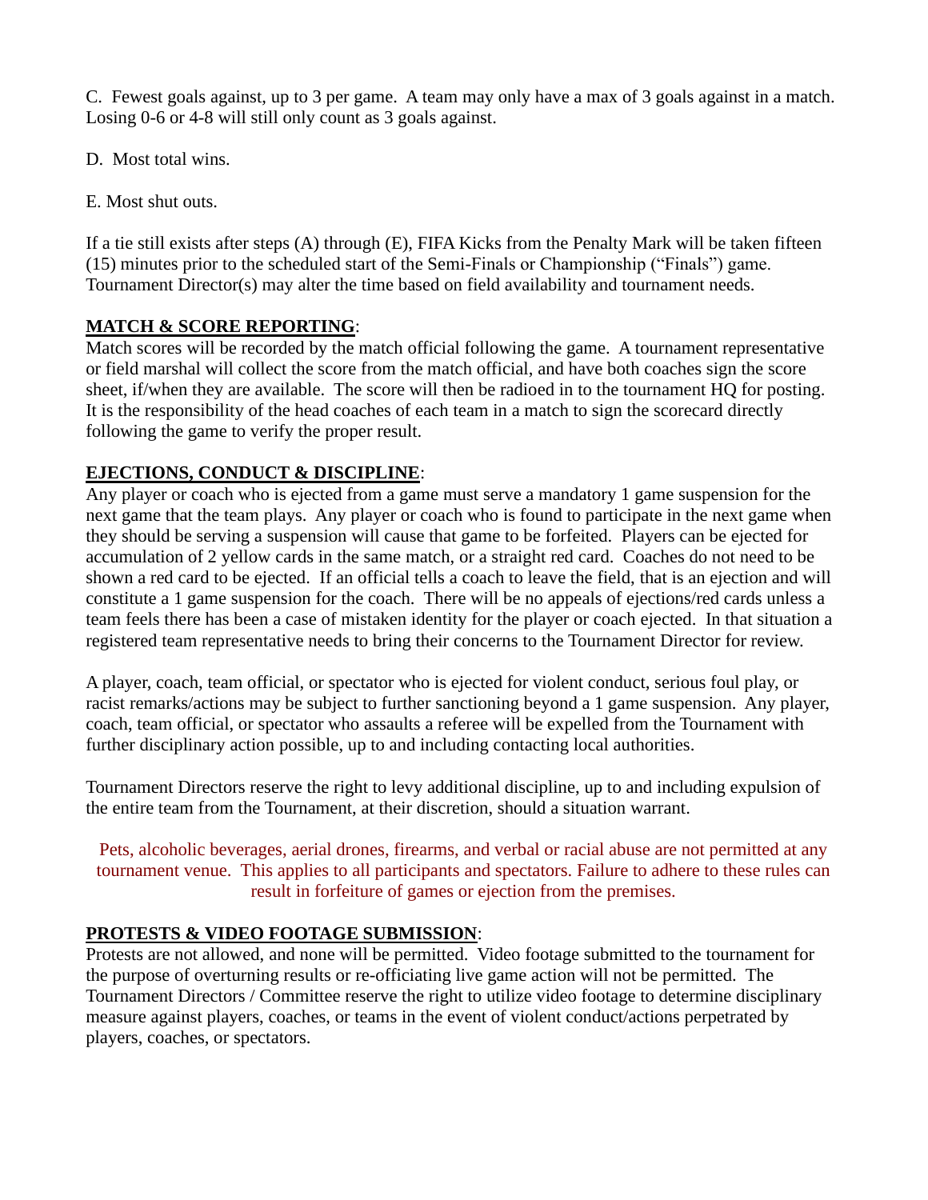C. Fewest goals against, up to 3 per game. A team may only have a max of 3 goals against in a match. Losing 0-6 or 4-8 will still only count as 3 goals against.

D. Most total wins.

E. Most shut outs.

If a tie still exists after steps (A) through (E), FIFA Kicks from the Penalty Mark will be taken fifteen (15) minutes prior to the scheduled start of the Semi-Finals or Championship ("Finals") game. Tournament Director(s) may alter the time based on field availability and tournament needs.

**MATCH & SCORE REPORTING**:
Match scores will be recorded by the match official following the game. A tournament representative or field marshal will collect the score from the match official, and have both coaches sign the score sheet, if/when they are available. The score will then be radioed in to the tournament HQ for posting. It is the responsibility of the head coaches of each team in a match to sign the scorecard directly following the game to verify the proper result.

**EJECTIONS, CONDUCT & DISCIPLINE**:
Any player or coach who is ejected from a game must serve a mandatory 1 game suspension for the next game that the team plays. Any player or coach who is found to participate in the next game when they should be serving a suspension will cause that game to be forfeited. Players can be ejected for accumulation of 2 yellow cards in the same match, or a straight red card. Coaches do not need to be shown a red card to be ejected. If an official tells a coach to leave the field, that is an ejection and will constitute a 1 game suspension for the coach. There will be no appeals of ejections/red cards unless a team feels there has been a case of mistaken identity for the player or coach ejected. In that situation a registered team representative needs to bring their concerns to the Tournament Director for review.

A player, coach, team official, or spectator who is ejected for violent conduct, serious foul play, or racist remarks/actions may be subject to further sanctioning beyond a 1 game suspension. Any player, coach, team official, or spectator who assaults a referee will be expelled from the Tournament with further disciplinary action possible, up to and including contacting local authorities.

Tournament Directors reserve the right to levy additional discipline, up to and including expulsion of the entire team from the Tournament, at their discretion, should a situation warrant.

Pets, alcoholic beverages, aerial drones, firearms, and verbal or racial abuse are not permitted at any tournament venue. This applies to all participants and spectators. Failure to adhere to these rules can result in forfeiture of games or ejection from the premises.

**PROTESTS & VIDEO FOOTAGE SUBMISSION**:
Protests are not allowed, and none will be permitted. Video footage submitted to the tournament for the purpose of overturning results or re-officiating live game action will not be permitted. The Tournament Directors / Committee reserve the right to utilize video footage to determine disciplinary measure against players, coaches, or teams in the event of violent conduct/actions perpetrated by players, coaches, or spectators.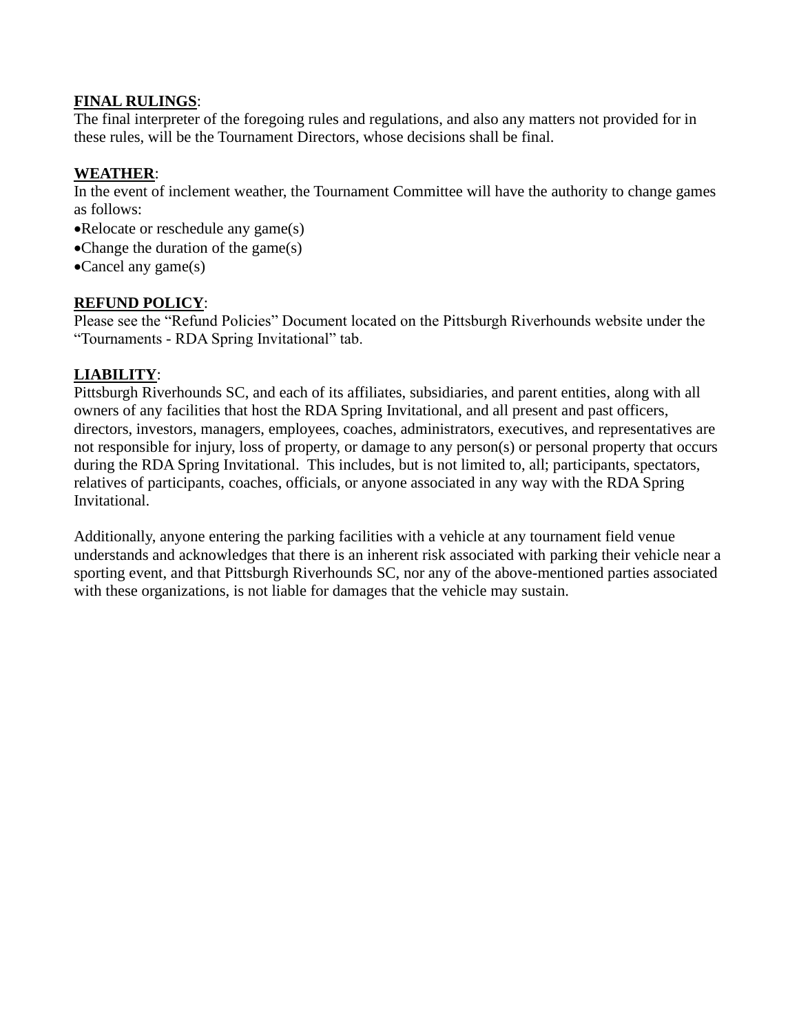**FINAL RULINGS**:
The final interpreter of the foregoing rules and regulations, and also any matters not provided for in these rules, will be the Tournament Directors, whose decisions shall be final.

**WEATHER**:
In the event of inclement weather, the Tournament Committee will have the authority to change games as follows:

- Relocate or reschedule any game(s)
- Change the duration of the game(s)
- Cancel any game(s)

**REFUND POLICY**:
Please see the "Refund Policies" Document located on the Pittsburgh Riverhounds website under the "Tournaments - RDA Spring Invitational" tab.

**LIABILITY**:
Pittsburgh Riverhounds SC, and each of its affiliates, subsidiaries, and parent entities, along with all owners of any facilities that host the RDA Spring Invitational, and all present and past officers, directors, investors, managers, employees, coaches, administrators, executives, and representatives are not responsible for injury, loss of property, or damage to any person(s) or personal property that occurs during the RDA Spring Invitational. This includes, but is not limited to, all; participants, spectators, relatives of participants, coaches, officials, or anyone associated in any way with the RDA Spring Invitational.

Additionally, anyone entering the parking facilities with a vehicle at any tournament field venue understands and acknowledges that there is an inherent risk associated with parking their vehicle near a sporting event, and that Pittsburgh Riverhounds SC, nor any of the above-mentioned parties associated with these organizations, is not liable for damages that the vehicle may sustain.